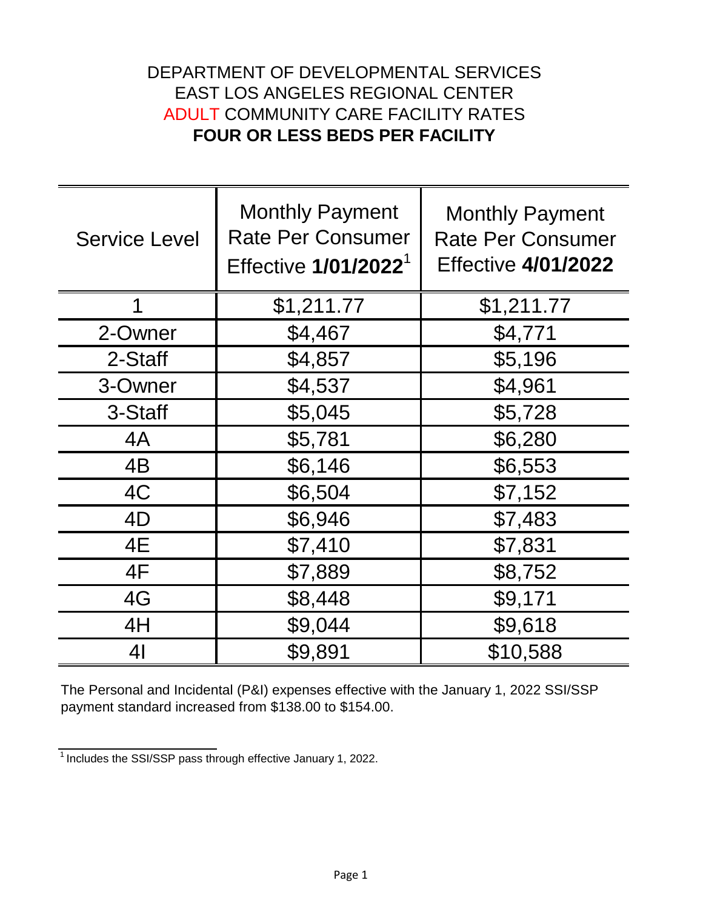# DEPARTMENT OF DEVELOPMENTAL SERVICES
# EAST LOS ANGELES REGIONAL CENTER
# ADULT COMMUNITY CARE FACILITY RATES
# **FOUR OR LESS BEDS PER FACILITY**

| Service Level | Monthly Payment Rate Per Consumer Effective **1/01/2022**[1] | Monthly Payment Rate Per Consumer Effective **4/01/2022** |
|---|---|---|
| 1 | $1,211.77 | $1,211.77 |
| 2-Owner | $4,467 | $4,771 |
| 2-Staff | $4,857 | $5,196 |
| 3-Owner | $4,537 | $4,961 |
| 3-Staff | $5,045 | $5,728 |
| 4A | $5,781 | $6,280 |
| 4B | $6,146 | $6,553 |
| 4C | $6,504 | $7,152 |
| 4D | $6,946 | $7,483 |
| 4E | $7,410 | $7,831 |
| 4F | $7,889 | $8,752 |
| 4G | $8,448 | $9,171 |
| 4H | $9,044 | $9,618 |
| 4I | $9,891 | $10,588 |

The Personal and Incidental (P&I) expenses effective with the January 1, 2022 SSI/SSP payment standard increased from $138.00 to $154.00.

[1] Includes the SSI/SSP pass through effective January 1, 2022.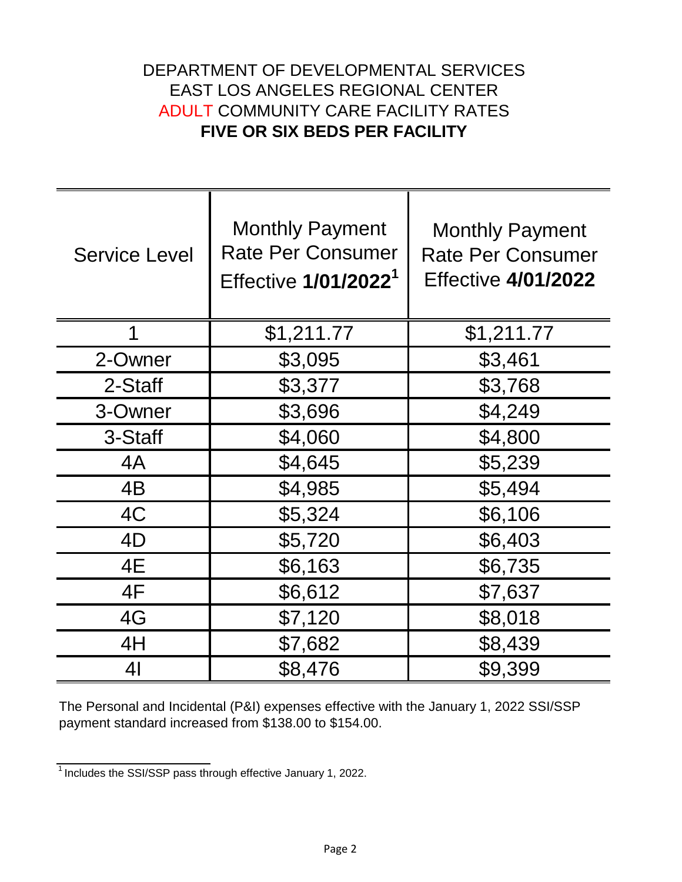DEPARTMENT OF DEVELOPMENTAL SERVICES
EAST LOS ANGELES REGIONAL CENTER
ADULT COMMUNITY CARE FACILITY RATES
**FIVE OR SIX BEDS PER FACILITY**

| Service Level | Monthly Payment Rate Per Consumer Effective **1/01/2022**[1] | Monthly Payment Rate Per Consumer Effective **4/01/2022** |
|---|---|---|
| 1 | $1,211.77 | $1,211.77 |
| 2-Owner | $3,095 | $3,461 |
| 2-Staff | $3,377 | $3,768 |
| 3-Owner | $3,696 | $4,249 |
| 3-Staff | $4,060 | $4,800 |
| 4A | $4,645 | $5,239 |
| 4B | $4,985 | $5,494 |
| 4C | $5,324 | $6,106 |
| 4D | $5,720 | $6,403 |
| 4E | $6,163 | $6,735 |
| 4F | $6,612 | $7,637 |
| 4G | $7,120 | $8,018 |
| 4H | $7,682 | $8,439 |
| 4I | $8,476 | $9,399 |

The Personal and Incidental (P&I) expenses effective with the January 1, 2022 SSI/SSP payment standard increased from $138.00 to $154.00.

[1] Includes the SSI/SSP pass through effective January 1, 2022.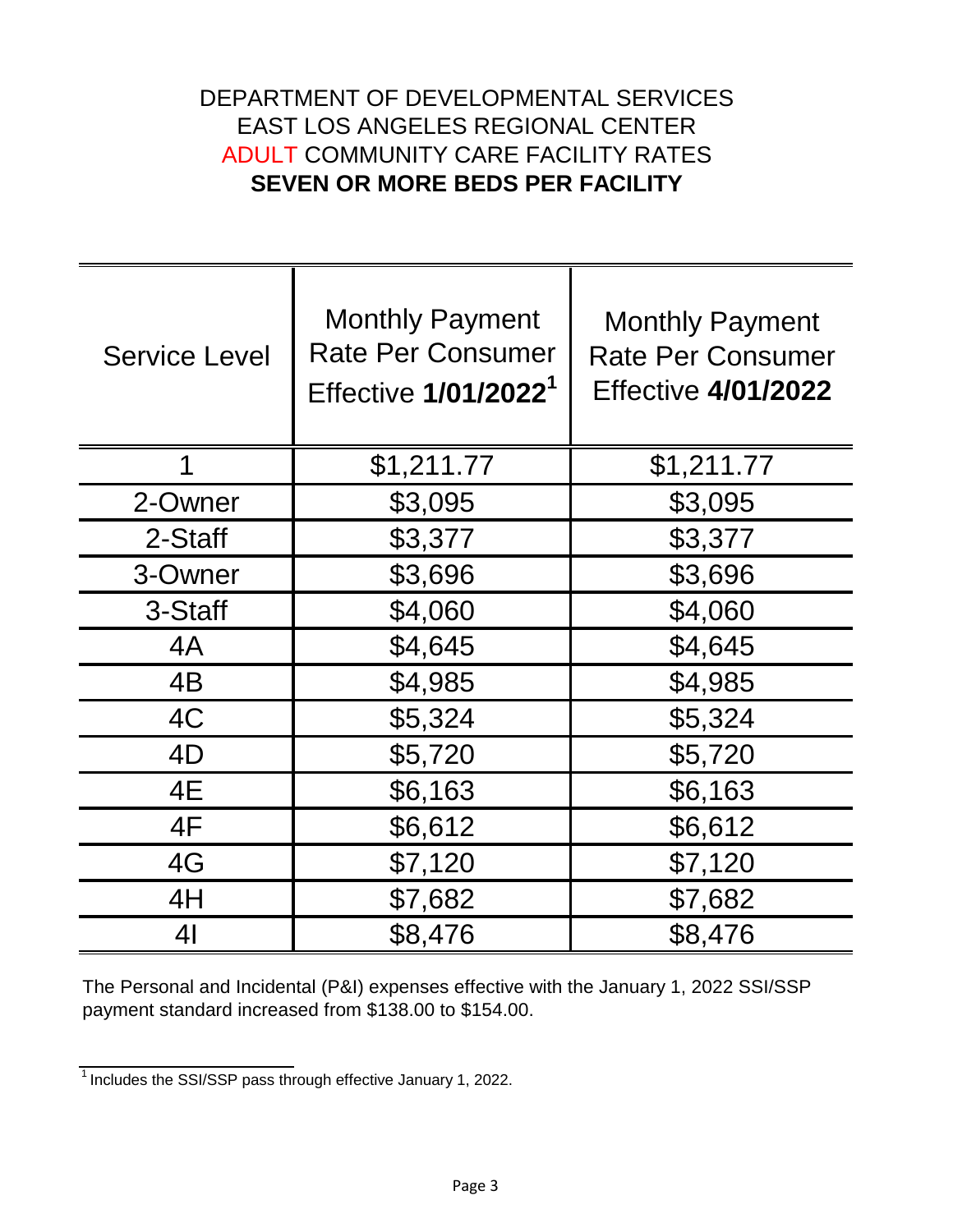DEPARTMENT OF DEVELOPMENTAL SERVICES
EAST LOS ANGELES REGIONAL CENTER
ADULT COMMUNITY CARE FACILITY RATES
**SEVEN OR MORE BEDS PER FACILITY**

| Service Level | Monthly Payment Rate Per Consumer Effective **1/01/2022**[1] | Monthly Payment Rate Per Consumer Effective **4/01/2022** |
|---|---|---|
| 1 | $1,211.77 | $1,211.77 |
| 2-Owner | $3,095 | $3,095 |
| 2-Staff | $3,377 | $3,377 |
| 3-Owner | $3,696 | $3,696 |
| 3-Staff | $4,060 | $4,060 |
| 4A | $4,645 | $4,645 |
| 4B | $4,985 | $4,985 |
| 4C | $5,324 | $5,324 |
| 4D | $5,720 | $5,720 |
| 4E | $6,163 | $6,163 |
| 4F | $6,612 | $6,612 |
| 4G | $7,120 | $7,120 |
| 4H | $7,682 | $7,682 |
| 4I | $8,476 | $8,476 |

The Personal and Incidental (P&I) expenses effective with the January 1, 2022 SSI/SSP payment standard increased from $138.00 to $154.00.

[1] Includes the SSI/SSP pass through effective January 1, 2022.